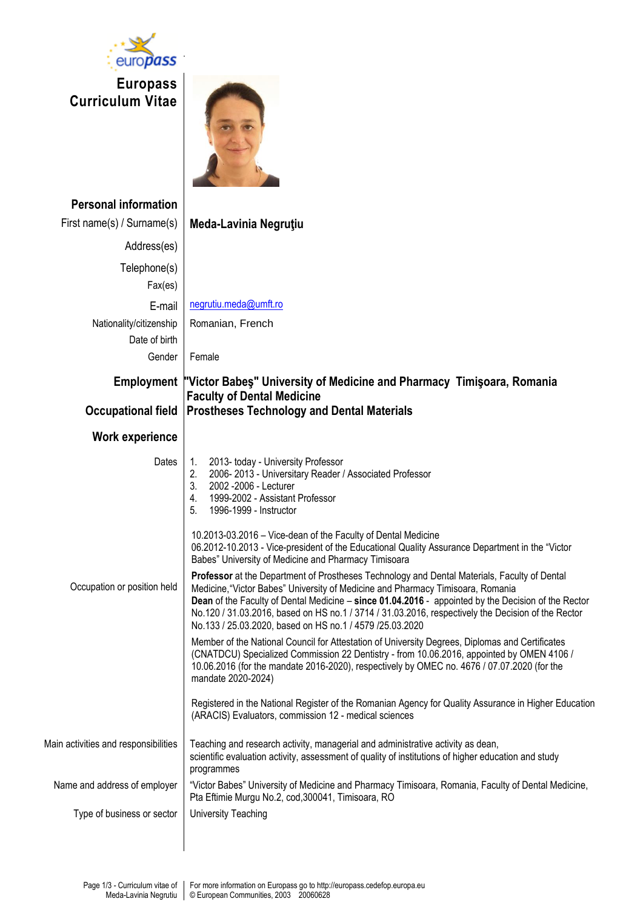# Europass Curriculum Vitae

## Personal information

| | |
|---|---|
| First name(s) / Surname(s) | **Meda-Lavinia Negruţiu** |
| Address(es) | |
| Telephone(s) | |
| Fax(es) | |
| E-mail | negrutiu.meda@umft.ro |
| Nationality/citizenship | Romanian, French |
| Date of birth | |
| Gender | Female |

| | |
|---|---|
| **Employment** | **"Victor Babeş" University of Medicine and Pharmacy Timişoara, Romania** **Faculty of Dental Medicine** |
| **Occupational field** | **Prostheses Technology and Dental Materials** |

## Work experience

**Dates**

1. 2013- today - University Professor
2. 2006- 2013 - Universitary Reader / Associated Professor
3. 2002 -2006 - Lecturer
4. 1999-2002 - Assistant Professor
5. 1996-1999 - Instructor

10.2013-03.2016 – Vice-dean of the Faculty of Dental Medicine
06.2012-10.2013 - Vice-president of the Educational Quality Assurance Department in the "Victor Babes" University of Medicine and Pharmacy Timisoara

**Occupation or position held**

**Professor** at the Department of Prostheses Technology and Dental Materials, Faculty of Dental Medicine,"Victor Babes" University of Medicine and Pharmacy Timisoara, Romania
**Dean** of the Faculty of Dental Medicine – **since 01.04.2016** - appointed by the Decision of the Rector No.120 / 31.03.2016, based on HS no.1 / 3714 / 31.03.2016, respectively the Decision of the Rector No.133 / 25.03.2020, based on HS no.1 / 4579 /25.03.2020

Member of the National Council for Attestation of University Degrees, Diplomas and Certificates (CNATDCU) Specialized Commission 22 Dentistry - from 10.06.2016, appointed by OMEN 4106 / 10.06.2016 (for the mandate 2016-2020), respectively by OMEC no. 4676 / 07.07.2020 (for the mandate 2020-2024)

Registered in the National Register of the Romanian Agency for Quality Assurance in Higher Education (ARACIS) Evaluators, commission 12 - medical sciences

**Main activities and responsibilities**

Teaching and research activity, managerial and administrative activity as dean, scientific evaluation activity, assessment of quality of institutions of higher education and study programmes

**Name and address of employer**

"Victor Babes" University of Medicine and Pharmacy Timisoara, Romania, Faculty of Dental Medicine, Pta Eftimie Murgu No.2, cod,300041, Timisoara, RO

**Type of business or sector**

University Teaching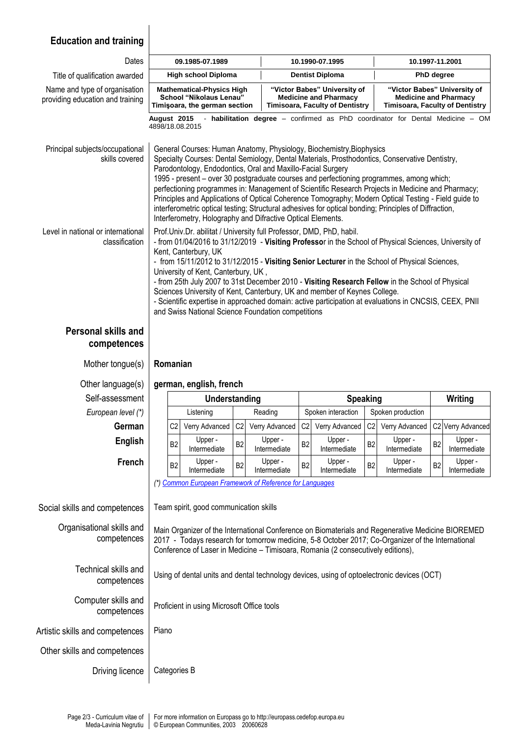## Education and training

| | | | |
|---|---|---|---|
| Dates | **09.1985-07.1989** | **10.1990-07.1995** | **10.1997-11.2001** |
| Title of qualification awarded | **High school Diploma** | **Dentist Diploma** | **PhD degree** |
| Name and type of organisation providing education and training | **Mathematical-Physics High School "Nikolaus Lenau" Timişoara, the german section** | **"Victor Babes" University of Medicine and Pharmacy Timisoara, Faculty of Dentistry** | **"Victor Babes" University of Medicine and Pharmacy Timisoara, Faculty of Dentistry** |

**August 2015** - **habilitation degree** – confirmed as PhD coordinator for Dental Medicine – OM 4898/18.08.2015

**Principal subjects/occupational skills covered**

General Courses: Human Anatomy, Physiology, Biochemistry,Biophysics
Specialty Courses: Dental Semiology, Dental Materials, Prosthodontics, Conservative Dentistry, Parodontology, Endodontics, Oral and Maxillo-Facial Surgery
1995 - present – over 30 postgraduate courses and perfectioning programmes, among which; perfectioning programmes in: Management of Scientific Research Projects in Medicine and Pharmacy; Principles and Applications of Optical Coherence Tomography; Modern Optical Testing - Field guide to interferometric optical testing; Structural adhesives for optical bonding; Principles of Diffraction, Interferometry, Holography and Difractive Optical Elements.

**Level in national or international classification**

Prof.Univ.Dr. abilitat / University full Professor, DMD, PhD, habil.
- from 01/04/2016 to 31/12/2019 - **Visiting Professo**r in the School of Physical Sciences, University of Kent, Canterbury, UK
- from 15/11/2012 to 31/12/2015 - **Visiting Senior Lecturer** in the School of Physical Sciences, University of Kent, Canterbury, UK ,
- from 25th July 2007 to 31st December 2010 - **Visiting Research Fellow** in the School of Physical Sciences University of Kent, Canterbury, UK and member of Keynes College.
- Scientific expertise in approached domain: active participation at evaluations in CNCSIS, CEEX, PNII and Swiss National Science Foundation competitions

## Personal skills and competences

**Mother tongue(s):** **Romanian**

**Other language(s):** **german, english, french**

| Self-assessment | Understanding | | | | Speaking | | | | Writing | |
|---|---|---|---|---|---|---|---|---|---|---|
| *European level (\*)* | Listening | | Reading | | Spoken interaction | | Spoken production | | | |
| **German** | C2 | Verry Advanced | C2 | Verry Advanced | C2 | Verry Advanced | C2 | Verry Advanced | C2 | Verry Advanced |
| **English** | B2 | Upper - Intermediate | B2 | Upper - Intermediate | B2 | Upper - Intermediate | B2 | Upper - Intermediate | B2 | Upper - Intermediate |
| **French** | B2 | Upper - Intermediate | B2 | Upper - Intermediate | B2 | Upper - Intermediate | B2 | Upper - Intermediate | B2 | Upper - Intermediate |

*(\*) Common European Framework of Reference for Languages*

**Social skills and competences:** Team spirit, good communication skills

**Organisational skills and competences:** Main Organizer of the International Conference on Biomaterials and Regenerative Medicine BIOREMED 2017 - Todays research for tomorrow medicine, 5-8 October 2017; Co-Organizer of the International Conference of Laser in Medicine – Timisoara, Romania (2 consecutively editions),

**Technical skills and competences:** Using of dental units and dental technology devices, using of optoelectronic devices (OCT)

**Computer skills and competences:** Proficient in using Microsoft Office tools

**Artistic skills and competences:** Piano

**Other skills and competences:**

**Driving licence:** Categories B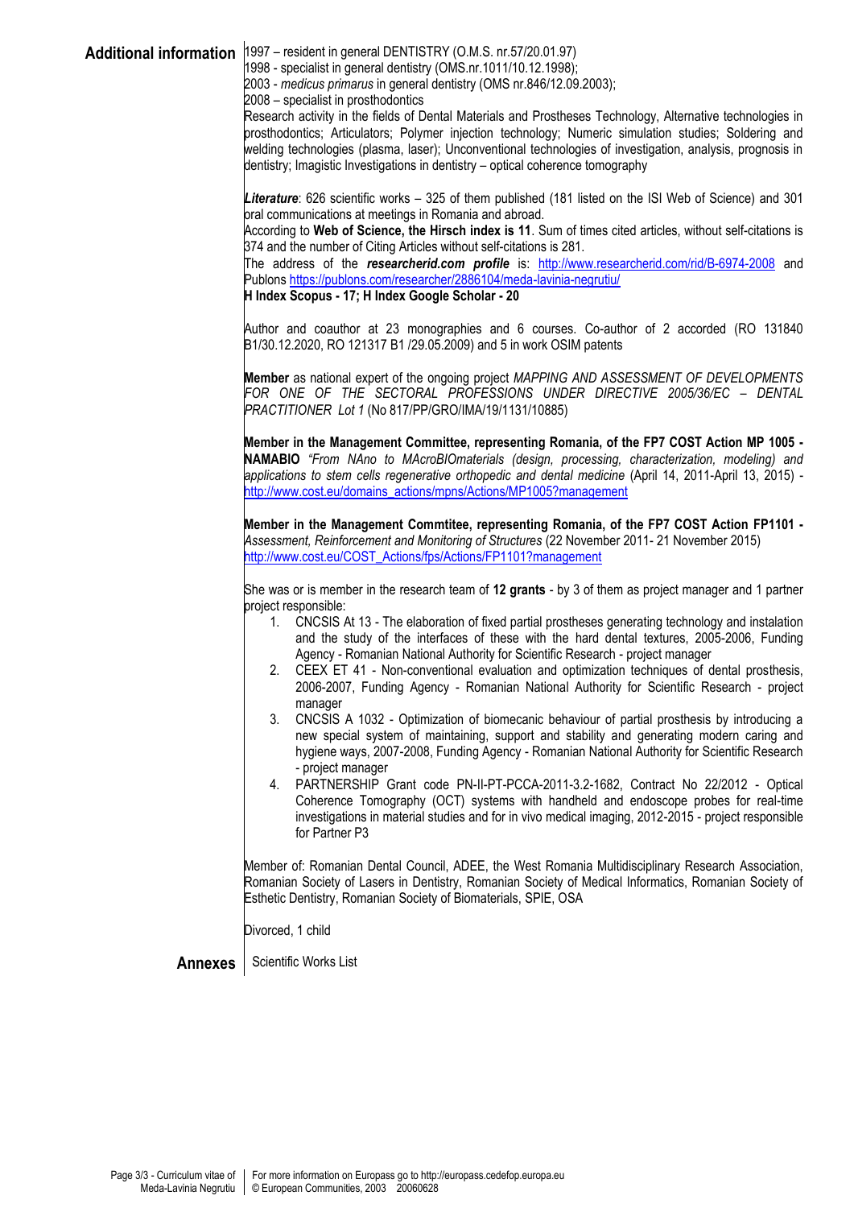## Additional information

1997 – resident in general DENTISTRY (O.M.S. nr.57/20.01.97)
1998 - specialist in general dentistry (OMS.nr.1011/10.12.1998);
2003 - *medicus primarus* in general dentistry (OMS nr.846/12.09.2003);
2008 – specialist in prosthodontics
Research activity in the fields of Dental Materials and Prostheses Technology, Alternative technologies in prosthodontics; Articulators; Polymer injection technology; Numeric simulation studies; Soldering and welding technologies (plasma, laser); Unconventional technologies of investigation, analysis, prognosis in dentistry; Imagistic Investigations in dentistry – optical coherence tomography

***Literature***: 626 scientific works – 325 of them published (181 listed on the ISI Web of Science) and 301 oral communications at meetings in Romania and abroad.
According to **Web of Science, the Hirsch index is 11**. Sum of times cited articles, without self-citations is 374 and the number of Citing Articles without self-citations is 281.
The address of the ***researcherid.com profile*** is: http://www.researcherid.com/rid/B-6974-2008 and Publons https://publons.com/researcher/2886104/meda-lavinia-negrutiu/
**H Index Scopus - 17; H Index Google Scholar - 20**

Author and coauthor at 23 monographies and 6 courses. Co-author of 2 accorded (RO 131840 B1/30.12.2020, RO 121317 B1 /29.05.2009) and 5 in work OSIM patents

**Member** as national expert of the ongoing project *MAPPING AND ASSESSMENT OF DEVELOPMENTS FOR ONE OF THE SECTORAL PROFESSIONS UNDER DIRECTIVE 2005/36/EC – DENTAL PRACTITIONER Lot 1* (No 817/PP/GRO/IMA/19/1131/10885)

**Member in the Management Committee, representing Romania, of the FP7 COST Action MP 1005 - NAMABIO** *"From NAno to MAcroBIOmaterials (design, processing, characterization, modeling) and applications to stem cells regenerative orthopedic and dental medicine* (April 14, 2011-April 13, 2015) - http://www.cost.eu/domains_actions/mpns/Actions/MP1005?management

**Member in the Management Commtitee, representing Romania, of the FP7 COST Action FP1101 -** *Assessment, Reinforcement and Monitoring of Structures* (22 November 2011- 21 November 2015) http://www.cost.eu/COST_Actions/fps/Actions/FP1101?management

She was or is member in the research team of **12 grants** - by 3 of them as project manager and 1 partner project responsible:

1. CNCSIS At 13 - The elaboration of fixed partial prostheses generating technology and instalation and the study of the interfaces of these with the hard dental textures, 2005-2006, Funding Agency - Romanian National Authority for Scientific Research - project manager
2. CEEX ET 41 - Non-conventional evaluation and optimization techniques of dental prosthesis, 2006-2007, Funding Agency - Romanian National Authority for Scientific Research - project manager
3. CNCSIS A 1032 - Optimization of biomecanic behaviour of partial prosthesis by introducing a new special system of maintaining, support and stability and generating modern caring and hygiene ways, 2007-2008, Funding Agency - Romanian National Authority for Scientific Research - project manager
4. PARTNERSHIP Grant code PN-II-PT-PCCA-2011-3.2-1682, Contract No 22/2012 - Optical Coherence Tomography (OCT) systems with handheld and endoscope probes for real-time investigations in material studies and for in vivo medical imaging, 2012-2015 - project responsible for Partner P3

Member of: Romanian Dental Council, ADEE, the West Romania Multidisciplinary Research Association, Romanian Society of Lasers in Dentistry, Romanian Society of Medical Informatics, Romanian Society of Esthetic Dentistry, Romanian Society of Biomaterials, SPIE, OSA

Divorced, 1 child

## Annexes

Scientific Works List